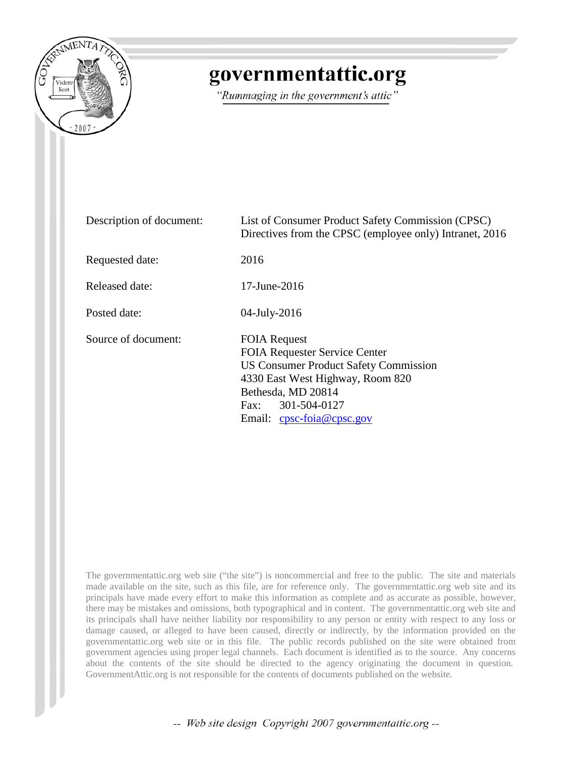# governmentattic.org

*"Rummaging in the government's attic"*

| | |
|---|---|
| Description of document: | List of Consumer Product Safety Commission (CPSC) Directives from the CPSC (employee only) Intranet, 2016 |
| Requested date: | 2016 |
| Released date: | 17-June-2016 |
| Posted date: | 04-July-2016 |
| Source of document: | FOIA Request<br>FOIA Requester Service Center<br>US Consumer Product Safety Commission<br>4330 East West Highway, Room 820<br>Bethesda, MD 20814<br>Fax: 301-504-0127<br>Email: cpsc-foia@cpsc.gov |

The governmentattic.org web site ("the site") is noncommercial and free to the public. The site and materials made available on the site, such as this file, are for reference only. The governmentattic.org web site and its principals have made every effort to make this information as complete and as accurate as possible, however, there may be mistakes and omissions, both typographical and in content. The governmentattic.org web site and its principals shall have neither liability nor responsibility to any person or entity with respect to any loss or damage caused, or alleged to have been caused, directly or indirectly, by the information provided on the governmentattic.org web site or in this file. The public records published on the site were obtained from government agencies using proper legal channels. Each document is identified as to the source. Any concerns about the contents of the site should be directed to the agency originating the document in question. GovernmentAttic.org is not responsible for the contents of documents published on the website.

-- Web site design Copyright 2007 governmentattic.org --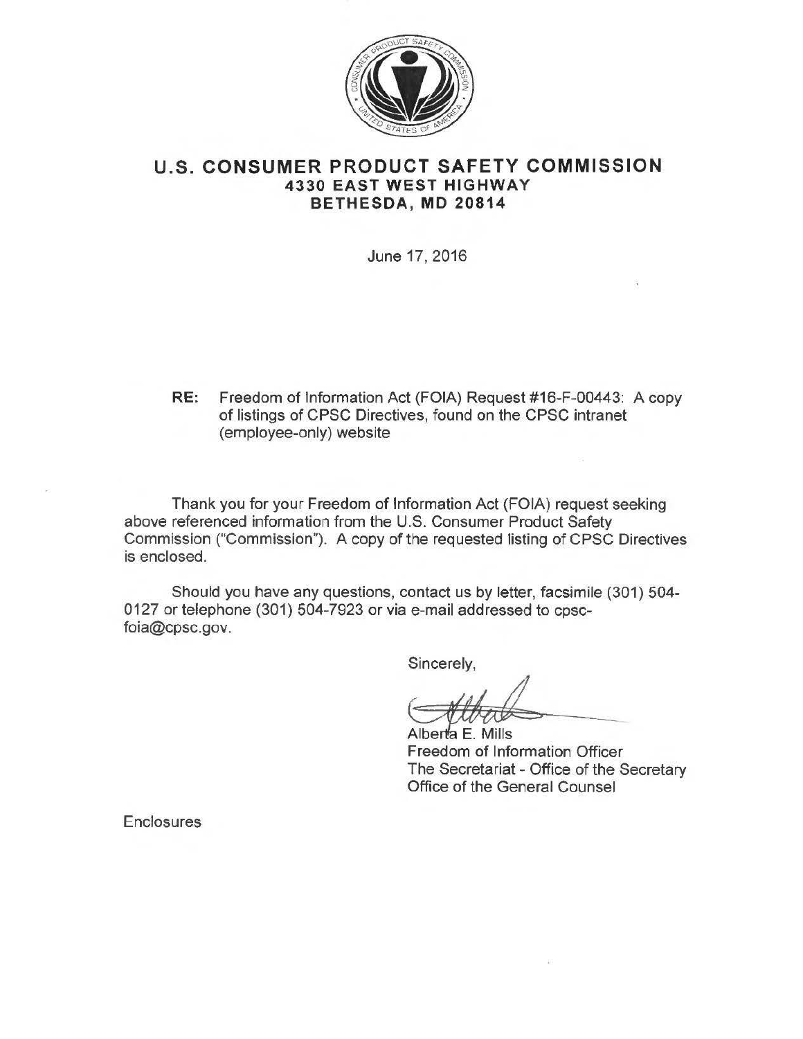# U.S. CONSUMER PRODUCT SAFETY COMMISSION
**4330 EAST WEST HIGHWAY**
**BETHESDA, MD 20814**

June 17, 2016

**RE:** Freedom of Information Act (FOIA) Request #16-F-00443: A copy of listings of CPSC Directives, found on the CPSC intranet (employee-only) website

Thank you for your Freedom of Information Act (FOIA) request seeking above referenced information from the U.S. Consumer Product Safety Commission ("Commission"). A copy of the requested listing of CPSC Directives is enclosed.

Should you have any questions, contact us by letter, facsimile (301) 504-0127 or telephone (301) 504-7923 or via e-mail addressed to cpsc-foia@cpsc.gov.

Sincerely,

Alberta E. Mills
Freedom of Information Officer
The Secretariat - Office of the Secretary
Office of the General Counsel

Enclosures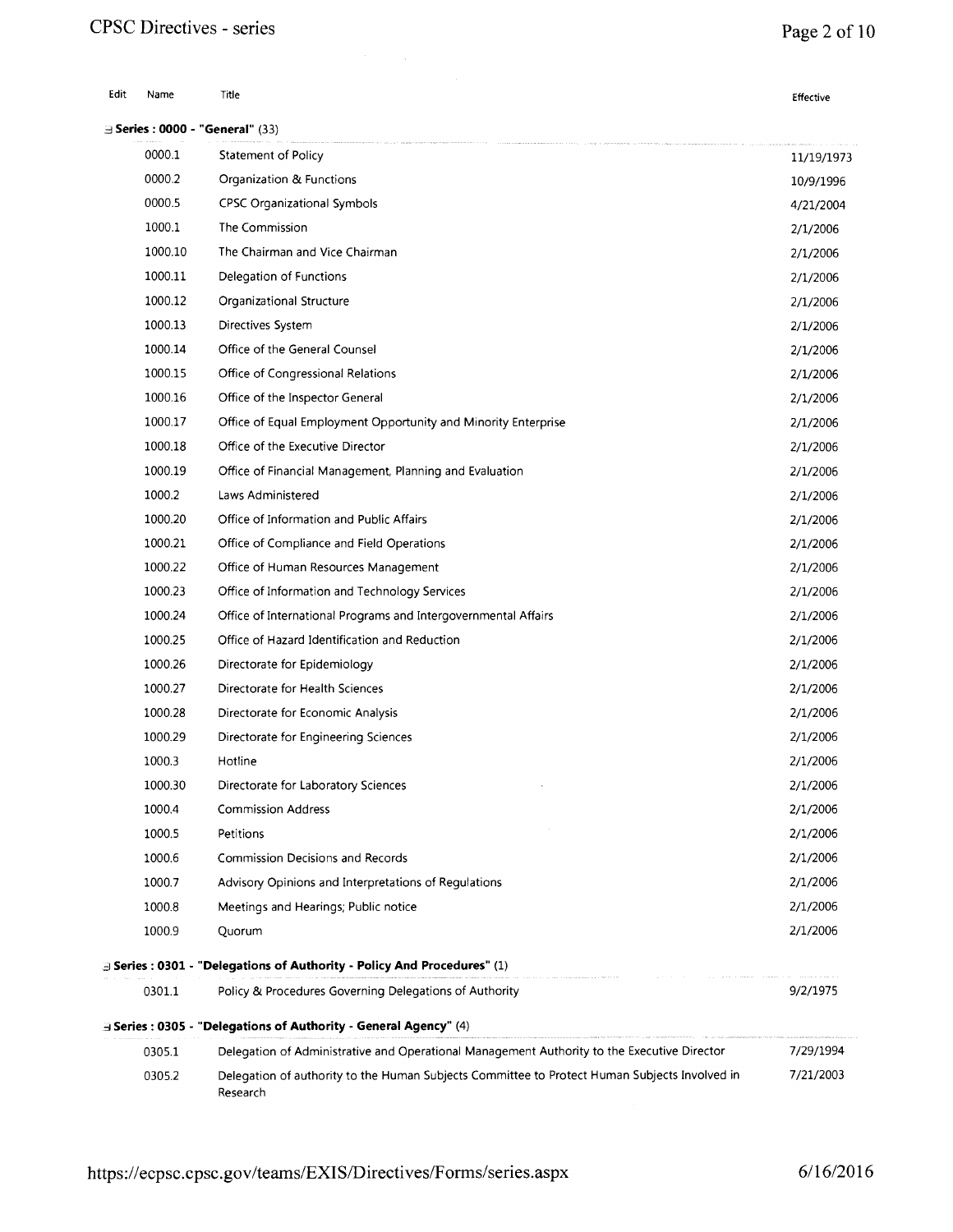| Edit | Name | Title | Effective |
|---|---|---|---|
| **Series : 0000 - "General" (33)** | | | |
| | 0000.1 | Statement of Policy | 11/19/1973 |
| | 0000.2 | Organization & Functions | 10/9/1996 |
| | 0000.5 | CPSC Organizational Symbols | 4/21/2004 |
| | 1000.1 | The Commission | 2/1/2006 |
| | 1000.10 | The Chairman and Vice Chairman | 2/1/2006 |
| | 1000.11 | Delegation of Functions | 2/1/2006 |
| | 1000.12 | Organizational Structure | 2/1/2006 |
| | 1000.13 | Directives System | 2/1/2006 |
| | 1000.14 | Office of the General Counsel | 2/1/2006 |
| | 1000.15 | Office of Congressional Relations | 2/1/2006 |
| | 1000.16 | Office of the Inspector General | 2/1/2006 |
| | 1000.17 | Office of Equal Employment Opportunity and Minority Enterprise | 2/1/2006 |
| | 1000.18 | Office of the Executive Director | 2/1/2006 |
| | 1000.19 | Office of Financial Management, Planning and Evaluation | 2/1/2006 |
| | 1000.2 | Laws Administered | 2/1/2006 |
| | 1000.20 | Office of Information and Public Affairs | 2/1/2006 |
| | 1000.21 | Office of Compliance and Field Operations | 2/1/2006 |
| | 1000.22 | Office of Human Resources Management | 2/1/2006 |
| | 1000.23 | Office of Information and Technology Services | 2/1/2006 |
| | 1000.24 | Office of International Programs and Intergovernmental Affairs | 2/1/2006 |
| | 1000.25 | Office of Hazard Identification and Reduction | 2/1/2006 |
| | 1000.26 | Directorate for Epidemiology | 2/1/2006 |
| | 1000.27 | Directorate for Health Sciences | 2/1/2006 |
| | 1000.28 | Directorate for Economic Analysis | 2/1/2006 |
| | 1000.29 | Directorate for Engineering Sciences | 2/1/2006 |
| | 1000.3 | Hotline | 2/1/2006 |
| | 1000.30 | Directorate for Laboratory Sciences | 2/1/2006 |
| | 1000.4 | Commission Address | 2/1/2006 |
| | 1000.5 | Petitions | 2/1/2006 |
| | 1000.6 | Commission Decisions and Records | 2/1/2006 |
| | 1000.7 | Advisory Opinions and Interpretations of Regulations | 2/1/2006 |
| | 1000.8 | Meetings and Hearings; Public notice | 2/1/2006 |
| | 1000.9 | Quorum | 2/1/2006 |
| **Series : 0301 - "Delegations of Authority - Policy And Procedures" (1)** | | | |
| | 0301.1 | Policy & Procedures Governing Delegations of Authority | 9/2/1975 |
| **Series : 0305 - "Delegations of Authority - General Agency" (4)** | | | |
| | 0305.1 | Delegation of Administrative and Operational Management Authority to the Executive Director | 7/29/1994 |
| | 0305.2 | Delegation of authority to the Human Subjects Committee to Protect Human Subjects Involved in Research | 7/21/2003 |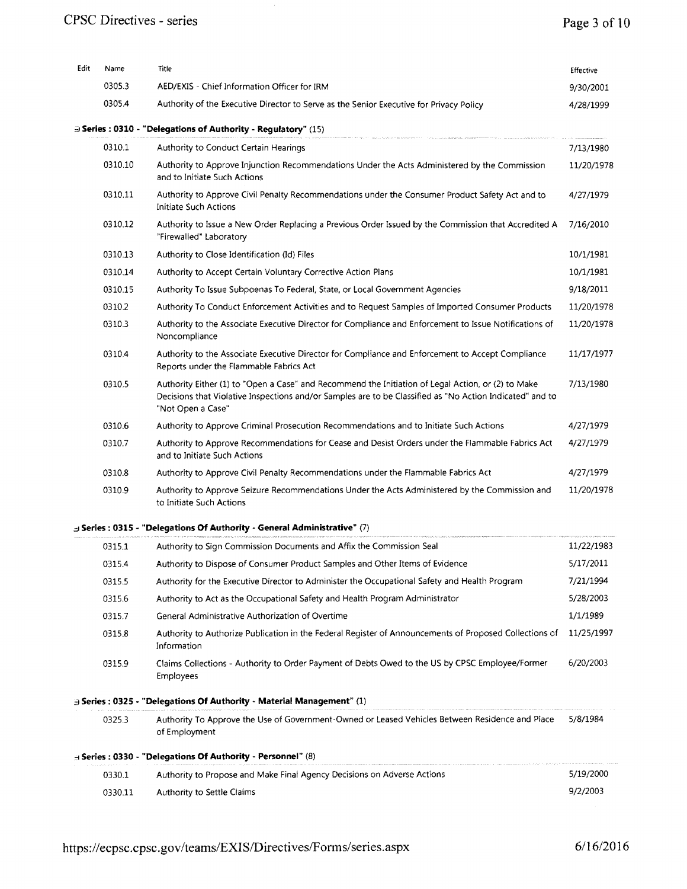| Edit | Name | Title | Effective |
|---|---|---|---|
| | 0305.3 | AED/EXIS - Chief Information Officer for IRM | 9/30/2001 |
| | 0305.4 | Authority of the Executive Director to Serve as the Senior Executive for Privacy Policy | 4/28/1999 |

**Series : 0310 - "Delegations of Authority - Regulatory" (15)**

| Edit | Name | Title | Effective |
|---|---|---|---|
| | 0310.1 | Authority to Conduct Certain Hearings | 7/13/1980 |
| | 0310.10 | Authority to Approve Injunction Recommendations Under the Acts Administered by the Commission and to Initiate Such Actions | 11/20/1978 |
| | 0310.11 | Authority to Approve Civil Penalty Recommendations under the Consumer Product Safety Act and to Initiate Such Actions | 4/27/1979 |
| | 0310.12 | Authority to Issue a New Order Replacing a Previous Order Issued by the Commission that Accredited A "Firewalled" Laboratory | 7/16/2010 |
| | 0310.13 | Authority to Close Identification (Id) Files | 10/1/1981 |
| | 0310.14 | Authority to Accept Certain Voluntary Corrective Action Plans | 10/1/1981 |
| | 0310.15 | Authority To Issue Subpoenas To Federal, State, or Local Government Agencies | 9/18/2011 |
| | 0310.2 | Authority To Conduct Enforcement Activities and to Request Samples of Imported Consumer Products | 11/20/1978 |
| | 0310.3 | Authority to the Associate Executive Director for Compliance and Enforcement to Issue Notifications of Noncompliance | 11/20/1978 |
| | 0310.4 | Authority to the Associate Executive Director for Compliance and Enforcement to Accept Compliance Reports under the Flammable Fabrics Act | 11/17/1977 |
| | 0310.5 | Authority Either (1) to "Open a Case" and Recommend the Initiation of Legal Action, or (2) to Make Decisions that Violative Inspections and/or Samples are to be Classified as "No Action Indicated" and to "Not Open a Case" | 7/13/1980 |
| | 0310.6 | Authority to Approve Criminal Prosecution Recommendations and to Initiate Such Actions | 4/27/1979 |
| | 0310.7 | Authority to Approve Recommendations for Cease and Desist Orders under the Flammable Fabrics Act and to Initiate Such Actions | 4/27/1979 |
| | 0310.8 | Authority to Approve Civil Penalty Recommendations under the Flammable Fabrics Act | 4/27/1979 |
| | 0310.9 | Authority to Approve Seizure Recommendations Under the Acts Administered by the Commission and to Initiate Such Actions | 11/20/1978 |

**Series : 0315 - "Delegations Of Authority - General Administrative" (7)**

| Edit | Name | Title | Effective |
|---|---|---|---|
| | 0315.1 | Authority to Sign Commission Documents and Affix the Commission Seal | 11/22/1983 |
| | 0315.4 | Authority to Dispose of Consumer Product Samples and Other Items of Evidence | 5/17/2011 |
| | 0315.5 | Authority for the Executive Director to Administer the Occupational Safety and Health Program | 7/21/1994 |
| | 0315.6 | Authority to Act as the Occupational Safety and Health Program Administrator | 5/28/2003 |
| | 0315.7 | General Administrative Authorization of Overtime | 1/1/1989 |
| | 0315.8 | Authority to Authorize Publication in the Federal Register of Announcements of Proposed Collections of Information | 11/25/1997 |
| | 0315.9 | Claims Collections - Authority to Order Payment of Debts Owed to the US by CPSC Employee/Former Employees | 6/20/2003 |

**Series : 0325 - "Delegations Of Authority - Material Management" (1)**

| Edit | Name | Title | Effective |
|---|---|---|---|
| | 0325.3 | Authority To Approve the Use of Government-Owned or Leased Vehicles Between Residence and Place of Employment | 5/8/1984 |

**Series : 0330 - "Delegations Of Authority - Personnel" (8)**

| Edit | Name | Title | Effective |
|---|---|---|---|
| | 0330.1 | Authority to Propose and Make Final Agency Decisions on Adverse Actions | 5/19/2000 |
| | 0330.11 | Authority to Settle Claims | 9/2/2003 |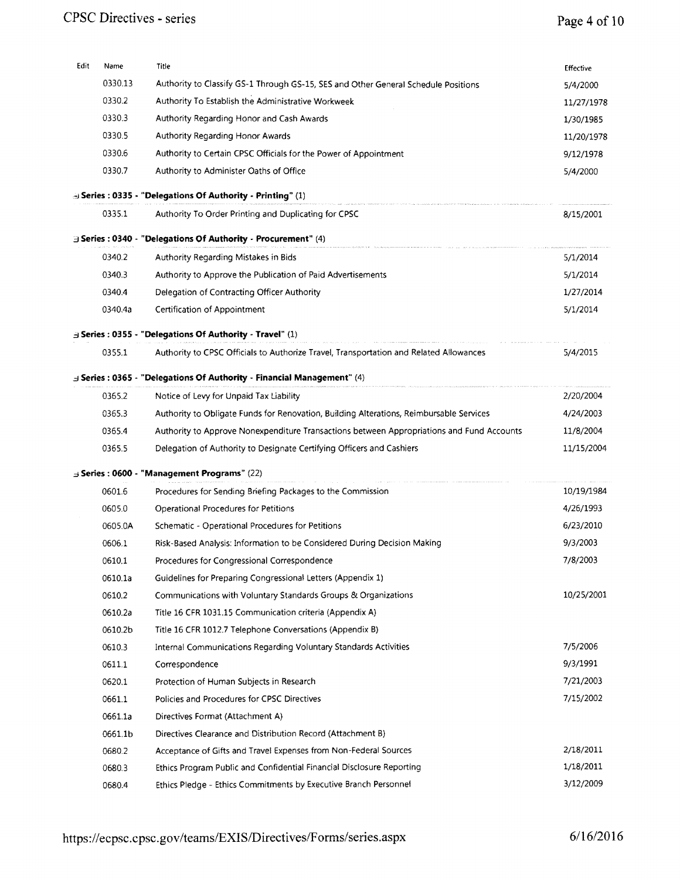| Edit | Name | Title | Effective |
|---|---|---|---|
| | 0330.13 | Authority to Classify GS-1 Through GS-15, SES and Other General Schedule Positions | 5/4/2000 |
| | 0330.2 | Authority To Establish the Administrative Workweek | 11/27/1978 |
| | 0330.3 | Authority Regarding Honor and Cash Awards | 1/30/1985 |
| | 0330.5 | Authority Regarding Honor Awards | 11/20/1978 |
| | 0330.6 | Authority to Certain CPSC Officials for the Power of Appointment | 9/12/1978 |
| | 0330.7 | Authority to Administer Oaths of Office | 5/4/2000 |
| **Series : 0335 - "Delegations Of Authority - Printing"** (1) | | | |
| | 0335.1 | Authority To Order Printing and Duplicating for CPSC | 8/15/2001 |
| **Series : 0340 - "Delegations Of Authority - Procurement"** (4) | | | |
| | 0340.2 | Authority Regarding Mistakes in Bids | 5/1/2014 |
| | 0340.3 | Authority to Approve the Publication of Paid Advertisements | 5/1/2014 |
| | 0340.4 | Delegation of Contracting Officer Authority | 1/27/2014 |
| | 0340.4a | Certification of Appointment | 5/1/2014 |
| **Series : 0355 - "Delegations Of Authority - Travel"** (1) | | | |
| | 0355.1 | Authority to CPSC Officials to Authorize Travel, Transportation and Related Allowances | 5/4/2015 |
| **Series : 0365 - "Delegations Of Authority - Financial Management"** (4) | | | |
| | 0365.2 | Notice of Levy for Unpaid Tax Liability | 2/20/2004 |
| | 0365.3 | Authority to Obligate Funds for Renovation, Building Alterations, Reimbursable Services | 4/24/2003 |
| | 0365.4 | Authority to Approve Nonexpenditure Transactions between Appropriations and Fund Accounts | 11/8/2004 |
| | 0365.5 | Delegation of Authority to Designate Certifying Officers and Cashiers | 11/15/2004 |
| **Series : 0600 - "Management Programs"** (22) | | | |
| | 0601.6 | Procedures for Sending Briefing Packages to the Commission | 10/19/1984 |
| | 0605.0 | Operational Procedures for Petitions | 4/26/1993 |
| | 0605.0A | Schematic - Operational Procedures for Petitions | 6/23/2010 |
| | 0606.1 | Risk-Based Analysis: Information to be Considered During Decision Making | 9/3/2003 |
| | 0610.1 | Procedures for Congressional Correspondence | 7/8/2003 |
| | 0610.1a | Guidelines for Preparing Congressional Letters (Appendix 1) | |
| | 0610.2 | Communications with Voluntary Standards Groups & Organizations | 10/25/2001 |
| | 0610.2a | Title 16 CFR 1031.15 Communication criteria (Appendix A) | |
| | 0610.2b | Title 16 CFR 1012.7 Telephone Conversations (Appendix B) | |
| | 0610.3 | Internal Communications Regarding Voluntary Standards Activities | 7/5/2006 |
| | 0611.1 | Correspondence | 9/3/1991 |
| | 0620.1 | Protection of Human Subjects in Research | 7/21/2003 |
| | 0661.1 | Policies and Procedures for CPSC Directives | 7/15/2002 |
| | 0661.1a | Directives Format (Attachment A) | |
| | 0661.1b | Directives Clearance and Distribution Record (Attachment B) | |
| | 0680.2 | Acceptance of Gifts and Travel Expenses from Non-Federal Sources | 2/18/2011 |
| | 0680.3 | Ethics Program Public and Confidential Financial Disclosure Reporting | 1/18/2011 |
| | 0680.4 | Ethics Pledge - Ethics Commitments by Executive Branch Personnel | 3/12/2009 |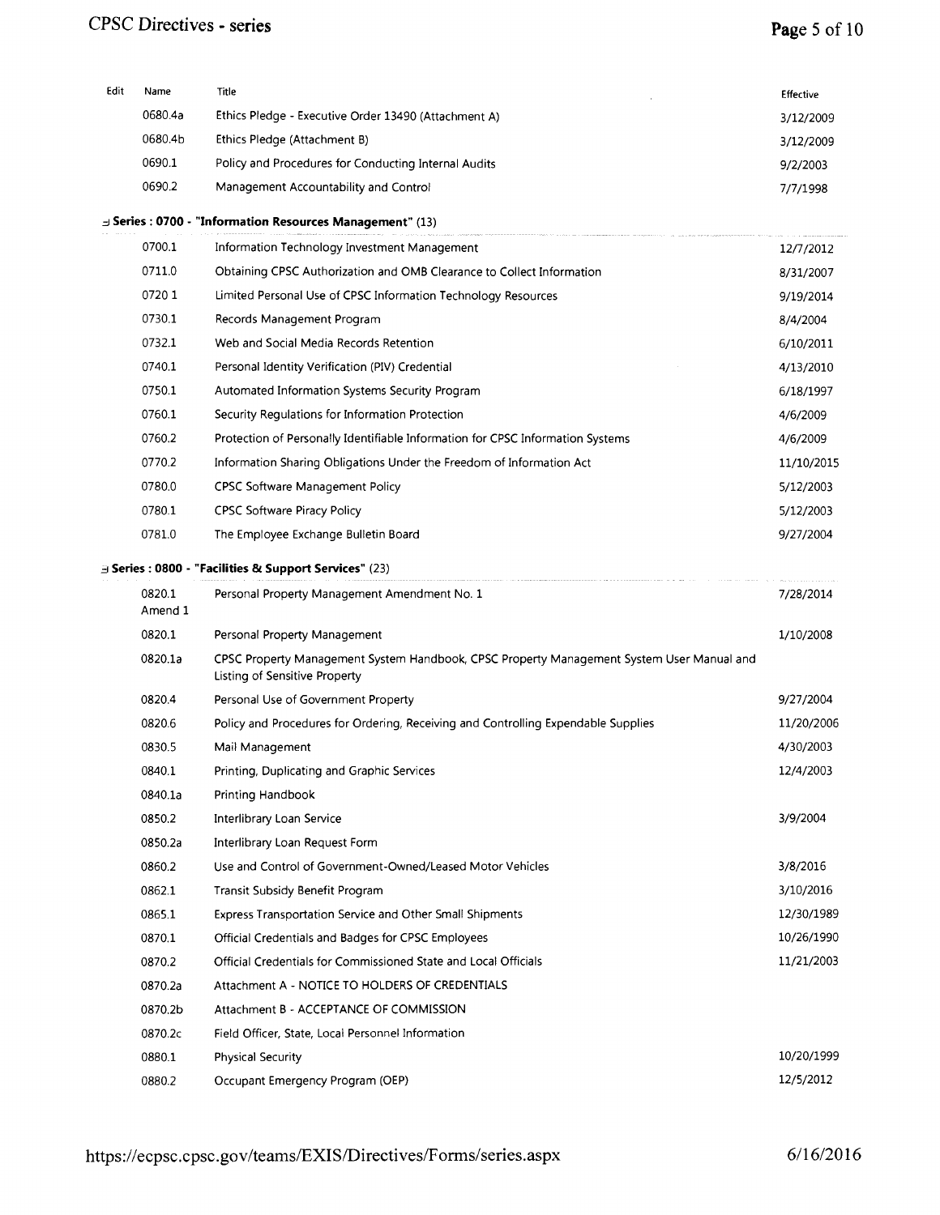| Edit | Name | Title | Effective |
|---|---|---|---|
| | 0680.4a | Ethics Pledge - Executive Order 13490 (Attachment A) | 3/12/2009 |
| | 0680.4b | Ethics Pledge (Attachment B) | 3/12/2009 |
| | 0690.1 | Policy and Procedures for Conducting Internal Audits | 9/2/2003 |
| | 0690.2 | Management Accountability and Control | 7/7/1998 |

**Series : 0700 - "Information Resources Management"** (13)

| Edit | Name | Title | Effective |
|---|---|---|---|
| | 0700.1 | Information Technology Investment Management | 12/7/2012 |
| | 0711.0 | Obtaining CPSC Authorization and OMB Clearance to Collect Information | 8/31/2007 |
| | 0720 1 | Limited Personal Use of CPSC Information Technology Resources | 9/19/2014 |
| | 0730.1 | Records Management Program | 8/4/2004 |
| | 0732.1 | Web and Social Media Records Retention | 6/10/2011 |
| | 0740.1 | Personal Identity Verification (PIV) Credential | 4/13/2010 |
| | 0750.1 | Automated Information Systems Security Program | 6/18/1997 |
| | 0760.1 | Security Regulations for Information Protection | 4/6/2009 |
| | 0760.2 | Protection of Personally Identifiable Information for CPSC Information Systems | 4/6/2009 |
| | 0770.2 | Information Sharing Obligations Under the Freedom of Information Act | 11/10/2015 |
| | 0780.0 | CPSC Software Management Policy | 5/12/2003 |
| | 0780.1 | CPSC Software Piracy Policy | 5/12/2003 |
| | 0781.0 | The Employee Exchange Bulletin Board | 9/27/2004 |

**Series : 0800 - "Facilities & Support Services"** (23)

| Edit | Name | Title | Effective |
|---|---|---|---|
| | 0820.1 Amend 1 | Personal Property Management Amendment No. 1 | 7/28/2014 |
| | 0820.1 | Personal Property Management | 1/10/2008 |
| | 0820.1a | CPSC Property Management System Handbook, CPSC Property Management System User Manual and Listing of Sensitive Property | |
| | 0820.4 | Personal Use of Government Property | 9/27/2004 |
| | 0820.6 | Policy and Procedures for Ordering, Receiving and Controlling Expendable Supplies | 11/20/2006 |
| | 0830.5 | Mail Management | 4/30/2003 |
| | 0840.1 | Printing, Duplicating and Graphic Services | 12/4/2003 |
| | 0840.1a | Printing Handbook | |
| | 0850.2 | Interlibrary Loan Service | 3/9/2004 |
| | 0850.2a | Interlibrary Loan Request Form | |
| | 0860.2 | Use and Control of Government-Owned/Leased Motor Vehicles | 3/8/2016 |
| | 0862.1 | Transit Subsidy Benefit Program | 3/10/2016 |
| | 0865.1 | Express Transportation Service and Other Small Shipments | 12/30/1989 |
| | 0870.1 | Official Credentials and Badges for CPSC Employees | 10/26/1990 |
| | 0870.2 | Official Credentials for Commissioned State and Local Officials | 11/21/2003 |
| | 0870.2a | Attachment A - NOTICE TO HOLDERS OF CREDENTIALS | |
| | 0870.2b | Attachment B - ACCEPTANCE OF COMMISSION | |
| | 0870.2c | Field Officer, State, Local Personnel Information | |
| | 0880.1 | Physical Security | 10/20/1999 |
| | 0880.2 | Occupant Emergency Program (OEP) | 12/5/2012 |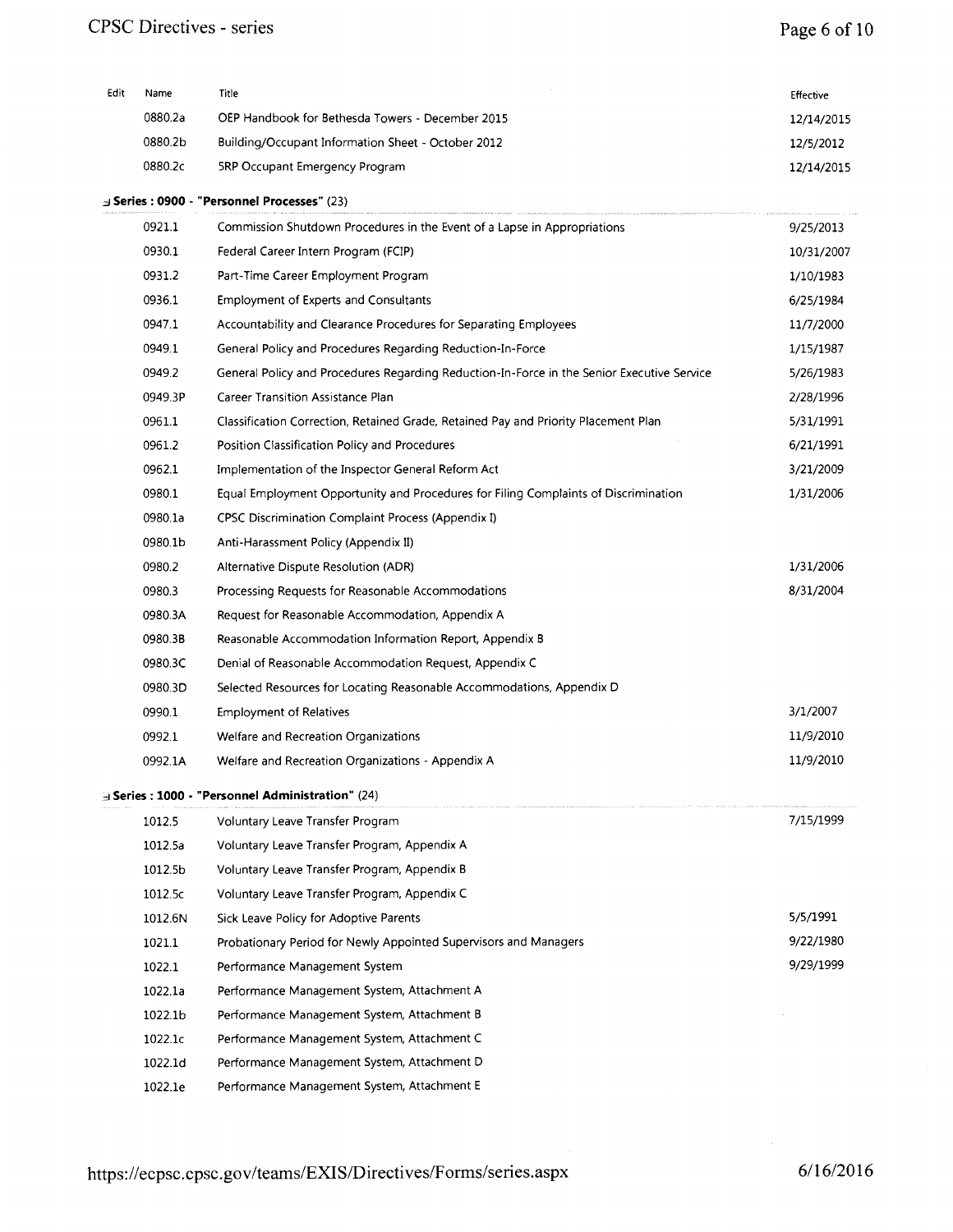| Edit | Name | Title | Effective |
|---|---|---|---|
| | 0880.2a | OEP Handbook for Bethesda Towers - December 2015 | 12/14/2015 |
| | 0880.2b | Building/Occupant Information Sheet - October 2012 | 12/5/2012 |
| | 0880.2c | 5RP Occupant Emergency Program | 12/14/2015 |

**Series : 0900 - "Personnel Processes"** (23)

| Edit | Name | Title | Effective |
|---|---|---|---|
| | 0921.1 | Commission Shutdown Procedures in the Event of a Lapse in Appropriations | 9/25/2013 |
| | 0930.1 | Federal Career Intern Program (FCIP) | 10/31/2007 |
| | 0931.2 | Part-Time Career Employment Program | 1/10/1983 |
| | 0936.1 | Employment of Experts and Consultants | 6/25/1984 |
| | 0947.1 | Accountability and Clearance Procedures for Separating Employees | 11/7/2000 |
| | 0949.1 | General Policy and Procedures Regarding Reduction-In-Force | 1/15/1987 |
| | 0949.2 | General Policy and Procedures Regarding Reduction-In-Force in the Senior Executive Service | 5/26/1983 |
| | 0949.3P | Career Transition Assistance Plan | 2/28/1996 |
| | 0961.1 | Classification Correction, Retained Grade, Retained Pay and Priority Placement Plan | 5/31/1991 |
| | 0961.2 | Position Classification Policy and Procedures | 6/21/1991 |
| | 0962.1 | Implementation of the Inspector General Reform Act | 3/21/2009 |
| | 0980.1 | Equal Employment Opportunity and Procedures for Filing Complaints of Discrimination | 1/31/2006 |
| | 0980.1a | CPSC Discrimination Complaint Process (Appendix I) | |
| | 0980.1b | Anti-Harassment Policy (Appendix II) | |
| | 0980.2 | Alternative Dispute Resolution (ADR) | 1/31/2006 |
| | 0980.3 | Processing Requests for Reasonable Accommodations | 8/31/2004 |
| | 0980.3A | Request for Reasonable Accommodation, Appendix A | |
| | 0980.3B | Reasonable Accommodation Information Report, Appendix B | |
| | 0980.3C | Denial of Reasonable Accommodation Request, Appendix C | |
| | 0980.3D | Selected Resources for Locating Reasonable Accommodations, Appendix D | |
| | 0990.1 | Employment of Relatives | 3/1/2007 |
| | 0992.1 | Welfare and Recreation Organizations | 11/9/2010 |
| | 0992.1A | Welfare and Recreation Organizations - Appendix A | 11/9/2010 |

**Series : 1000 - "Personnel Administration"** (24)

| Edit | Name | Title | Effective |
|---|---|---|---|
| | 1012.5 | Voluntary Leave Transfer Program | 7/15/1999 |
| | 1012.5a | Voluntary Leave Transfer Program, Appendix A | |
| | 1012.5b | Voluntary Leave Transfer Program, Appendix B | |
| | 1012.5c | Voluntary Leave Transfer Program, Appendix C | |
| | 1012.6N | Sick Leave Policy for Adoptive Parents | 5/5/1991 |
| | 1021.1 | Probationary Period for Newly Appointed Supervisors and Managers | 9/22/1980 |
| | 1022.1 | Performance Management System | 9/29/1999 |
| | 1022.1a | Performance Management System, Attachment A | |
| | 1022.1b | Performance Management System, Attachment B | |
| | 1022.1c | Performance Management System, Attachment C | |
| | 1022.1d | Performance Management System, Attachment D | |
| | 1022.1e | Performance Management System, Attachment E | |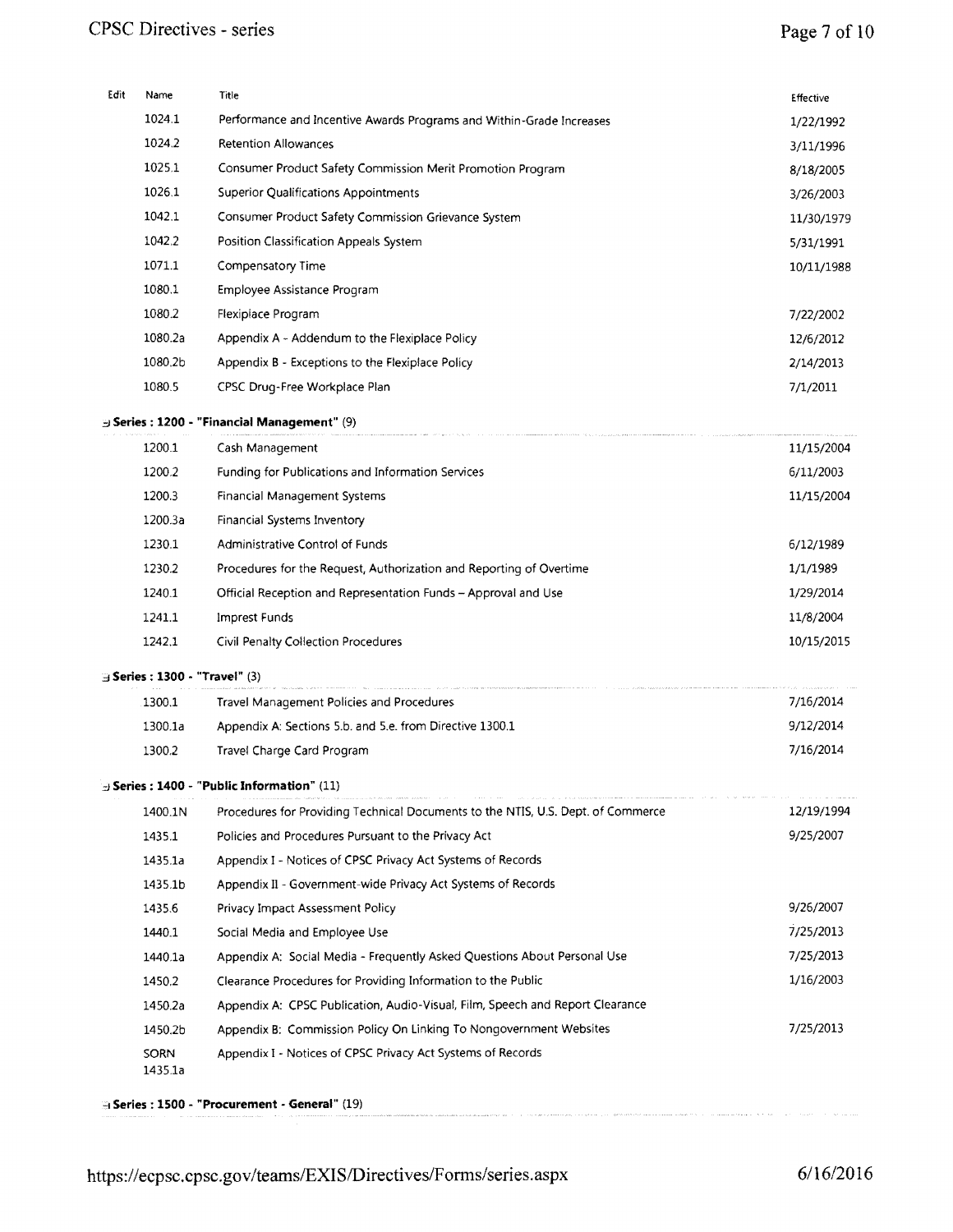| Edit | Name | Title | Effective |
|---|---|---|---|
| | 1024.1 | Performance and Incentive Awards Programs and Within-Grade Increases | 1/22/1992 |
| | 1024.2 | Retention Allowances | 3/11/1996 |
| | 1025.1 | Consumer Product Safety Commission Merit Promotion Program | 8/18/2005 |
| | 1026.1 | Superior Qualifications Appointments | 3/26/2003 |
| | 1042.1 | Consumer Product Safety Commission Grievance System | 11/30/1979 |
| | 1042.2 | Position Classification Appeals System | 5/31/1991 |
| | 1071.1 | Compensatory Time | 10/11/1988 |
| | 1080.1 | Employee Assistance Program | |
| | 1080.2 | Flexiplace Program | 7/22/2002 |
| | 1080.2a | Appendix A - Addendum to the Flexiplace Policy | 12/6/2012 |
| | 1080.2b | Appendix B - Exceptions to the Flexiplace Policy | 2/14/2013 |
| | 1080.5 | CPSC Drug-Free Workplace Plan | 7/1/2011 |

**Series : 1200 - "Financial Management"** (9)

| Name | Title | Effective |
|---|---|---|
| 1200.1 | Cash Management | 11/15/2004 |
| 1200.2 | Funding for Publications and Information Services | 6/11/2003 |
| 1200.3 | Financial Management Systems | 11/15/2004 |
| 1200.3a | Financial Systems Inventory | |
| 1230.1 | Administrative Control of Funds | 6/12/1989 |
| 1230.2 | Procedures for the Request, Authorization and Reporting of Overtime | 1/1/1989 |
| 1240.1 | Official Reception and Representation Funds – Approval and Use | 1/29/2014 |
| 1241.1 | Imprest Funds | 11/8/2004 |
| 1242.1 | Civil Penalty Collection Procedures | 10/15/2015 |

**Series : 1300 - "Travel"** (3)

| Name | Title | Effective |
|---|---|---|
| 1300.1 | Travel Management Policies and Procedures | 7/16/2014 |
| 1300.1a | Appendix A: Sections 5.b. and 5.e. from Directive 1300.1 | 9/12/2014 |
| 1300.2 | Travel Charge Card Program | 7/16/2014 |

**Series : 1400 - "Public Information"** (11)

| Name | Title | Effective |
|---|---|---|
| 1400.1N | Procedures for Providing Technical Documents to the NTIS, U.S. Dept. of Commerce | 12/19/1994 |
| 1435.1 | Policies and Procedures Pursuant to the Privacy Act | 9/25/2007 |
| 1435.1a | Appendix I - Notices of CPSC Privacy Act Systems of Records | |
| 1435.1b | Appendix II - Government-wide Privacy Act Systems of Records | |
| 1435.6 | Privacy Impact Assessment Policy | 9/26/2007 |
| 1440.1 | Social Media and Employee Use | 7/25/2013 |
| 1440.1a | Appendix A: Social Media - Frequently Asked Questions About Personal Use | 7/25/2013 |
| 1450.2 | Clearance Procedures for Providing Information to the Public | 1/16/2003 |
| 1450.2a | Appendix A: CPSC Publication, Audio-Visual, Film, Speech and Report Clearance | |
| 1450.2b | Appendix B: Commission Policy On Linking To Nongovernment Websites | 7/25/2013 |
| SORN 1435.1a | Appendix I - Notices of CPSC Privacy Act Systems of Records | |

**Series : 1500 - "Procurement - General"** (19)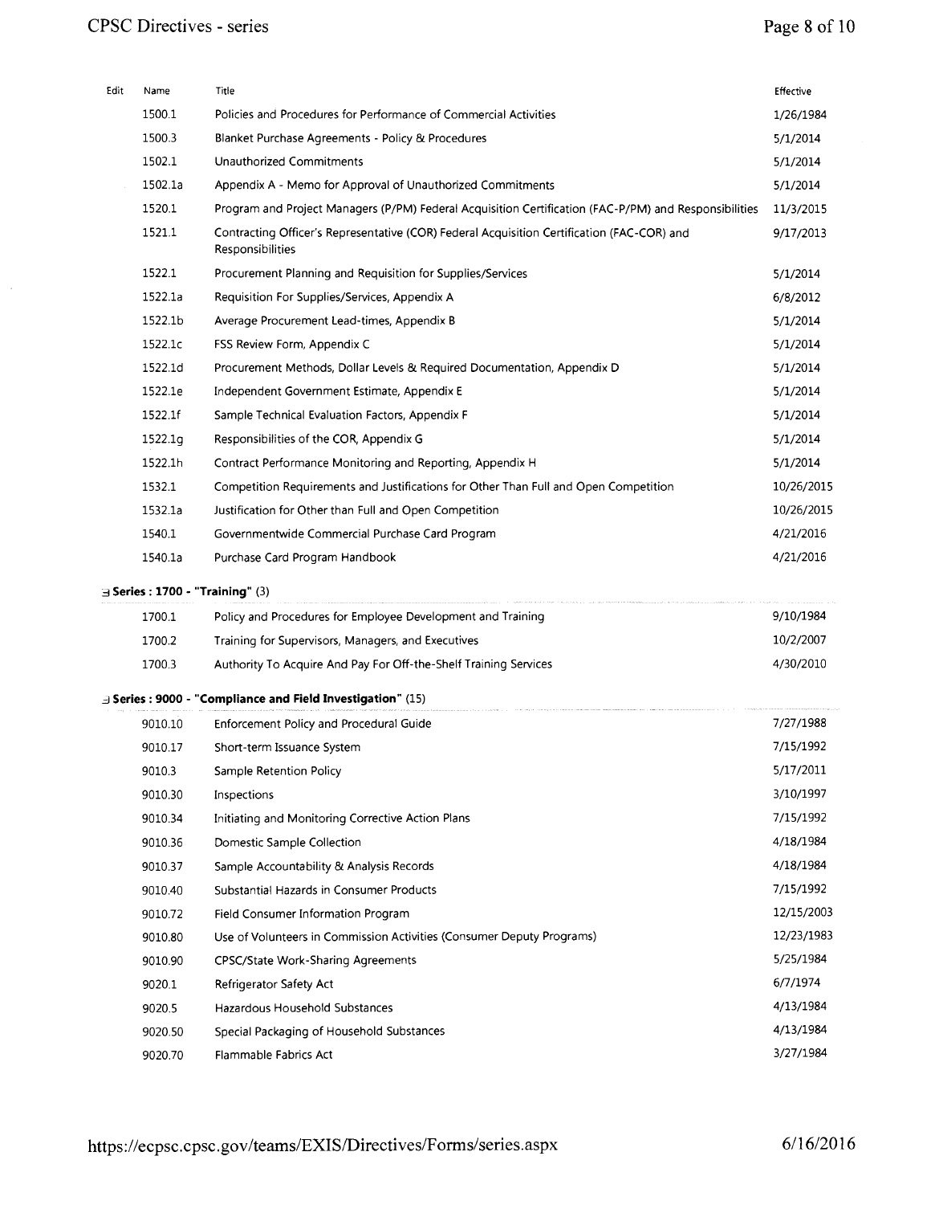| Edit | Name | Title | Effective |
|---|---|---|---|
| | 1500.1 | Policies and Procedures for Performance of Commercial Activities | 1/26/1984 |
| | 1500.3 | Blanket Purchase Agreements - Policy & Procedures | 5/1/2014 |
| | 1502.1 | Unauthorized Commitments | 5/1/2014 |
| | 1502.1a | Appendix A - Memo for Approval of Unauthorized Commitments | 5/1/2014 |
| | 1520.1 | Program and Project Managers (P/PM) Federal Acquisition Certification (FAC-P/PM) and Responsibilities | 11/3/2015 |
| | 1521.1 | Contracting Officer's Representative (COR) Federal Acquisition Certification (FAC-COR) and Responsibilities | 9/17/2013 |
| | 1522.1 | Procurement Planning and Requisition for Supplies/Services | 5/1/2014 |
| | 1522.1a | Requisition For Supplies/Services, Appendix A | 6/8/2012 |
| | 1522.1b | Average Procurement Lead-times, Appendix B | 5/1/2014 |
| | 1522.1c | FSS Review Form, Appendix C | 5/1/2014 |
| | 1522.1d | Procurement Methods, Dollar Levels & Required Documentation, Appendix D | 5/1/2014 |
| | 1522.1e | Independent Government Estimate, Appendix E | 5/1/2014 |
| | 1522.1f | Sample Technical Evaluation Factors, Appendix F | 5/1/2014 |
| | 1522.1g | Responsibilities of the COR, Appendix G | 5/1/2014 |
| | 1522.1h | Contract Performance Monitoring and Reporting, Appendix H | 5/1/2014 |
| | 1532.1 | Competition Requirements and Justifications for Other Than Full and Open Competition | 10/26/2015 |
| | 1532.1a | Justification for Other than Full and Open Competition | 10/26/2015 |
| | 1540.1 | Governmentwide Commercial Purchase Card Program | 4/21/2016 |
| | 1540.1a | Purchase Card Program Handbook | 4/21/2016 |

**Series : 1700 - "Training"** (3)

| Edit | Name | Title | Effective |
|---|---|---|---|
| | 1700.1 | Policy and Procedures for Employee Development and Training | 9/10/1984 |
| | 1700.2 | Training for Supervisors, Managers, and Executives | 10/2/2007 |
| | 1700.3 | Authority To Acquire And Pay For Off-the-Shelf Training Services | 4/30/2010 |

**Series : 9000 - "Compliance and Field Investigation"** (15)

| Edit | Name | Title | Effective |
|---|---|---|---|
| | 9010.10 | Enforcement Policy and Procedural Guide | 7/27/1988 |
| | 9010.17 | Short-term Issuance System | 7/15/1992 |
| | 9010.3 | Sample Retention Policy | 5/17/2011 |
| | 9010.30 | Inspections | 3/10/1997 |
| | 9010.34 | Initiating and Monitoring Corrective Action Plans | 7/15/1992 |
| | 9010.36 | Domestic Sample Collection | 4/18/1984 |
| | 9010.37 | Sample Accountability & Analysis Records | 4/18/1984 |
| | 9010.40 | Substantial Hazards in Consumer Products | 7/15/1992 |
| | 9010.72 | Field Consumer Information Program | 12/15/2003 |
| | 9010.80 | Use of Volunteers in Commission Activities (Consumer Deputy Programs) | 12/23/1983 |
| | 9010.90 | CPSC/State Work-Sharing Agreements | 5/25/1984 |
| | 9020.1 | Refrigerator Safety Act | 6/7/1974 |
| | 9020.5 | Hazardous Household Substances | 4/13/1984 |
| | 9020.50 | Special Packaging of Household Substances | 4/13/1984 |
| | 9020.70 | Flammable Fabrics Act | 3/27/1984 |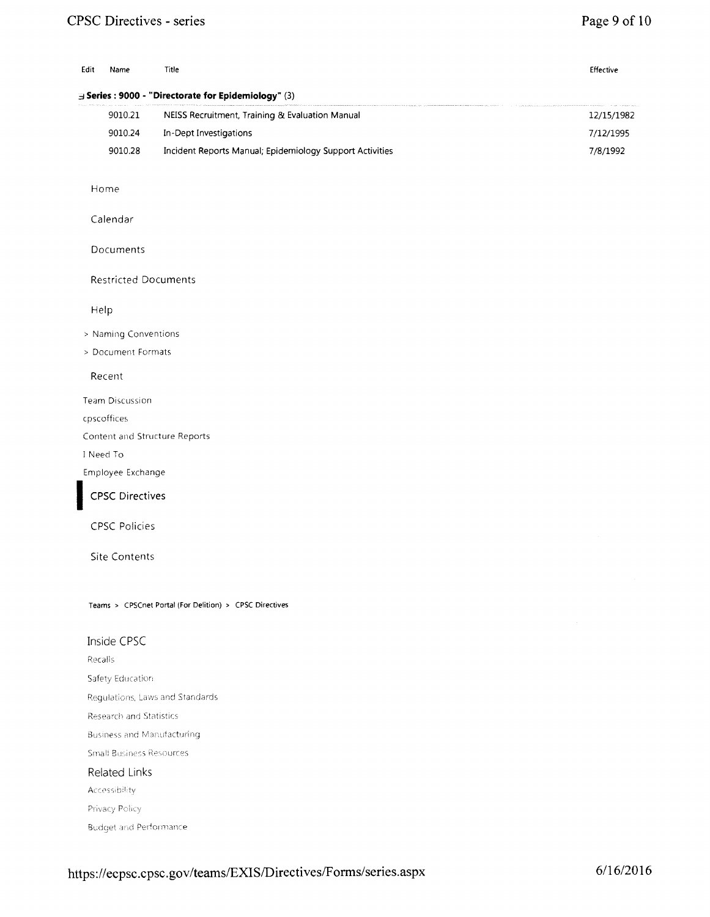| Edit | Name | Title | Effective |
|---|---|---|---|
| **Series : 9000 - "Directorate for Epidemiology" (3)** | | | |
| | 9010.21 | NEISS Recruitment, Training & Evaluation Manual | 12/15/1982 |
| | 9010.24 | In-Dept Investigations | 7/12/1995 |
| | 9010.28 | Incident Reports Manual; Epidemiology Support Activities | 7/8/1992 |

Home

Calendar

Documents

Restricted Documents

Help

> Naming Conventions

> Document Formats

Recent

Team Discussion

cpscoffices

Content and Structure Reports

I Need To

Employee Exchange

CPSC Directives

CPSC Policies

Site Contents

Teams > CPSCnet Portal (For Delition) > CPSC Directives

## Inside CPSC

Recalls

Safety Education

Regulations, Laws and Standards

Research and Statistics

Business and Manufacturing

Small Business Resources

## Related Links

Accessibility

Privacy Policy

Budget and Performance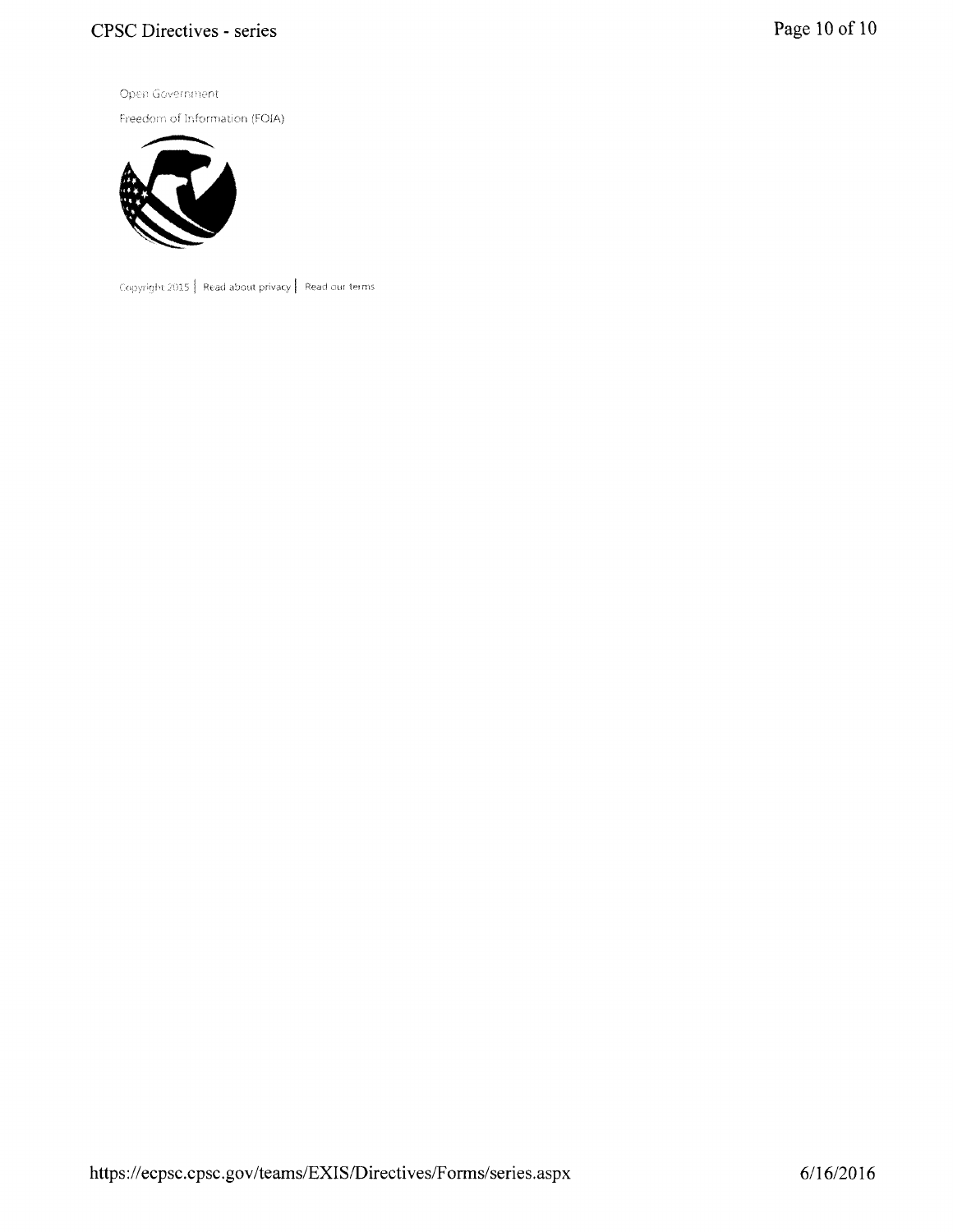Open Government

Freedom of Information (FOIA)

Copyright 2015 | Read about privacy | Read our terms